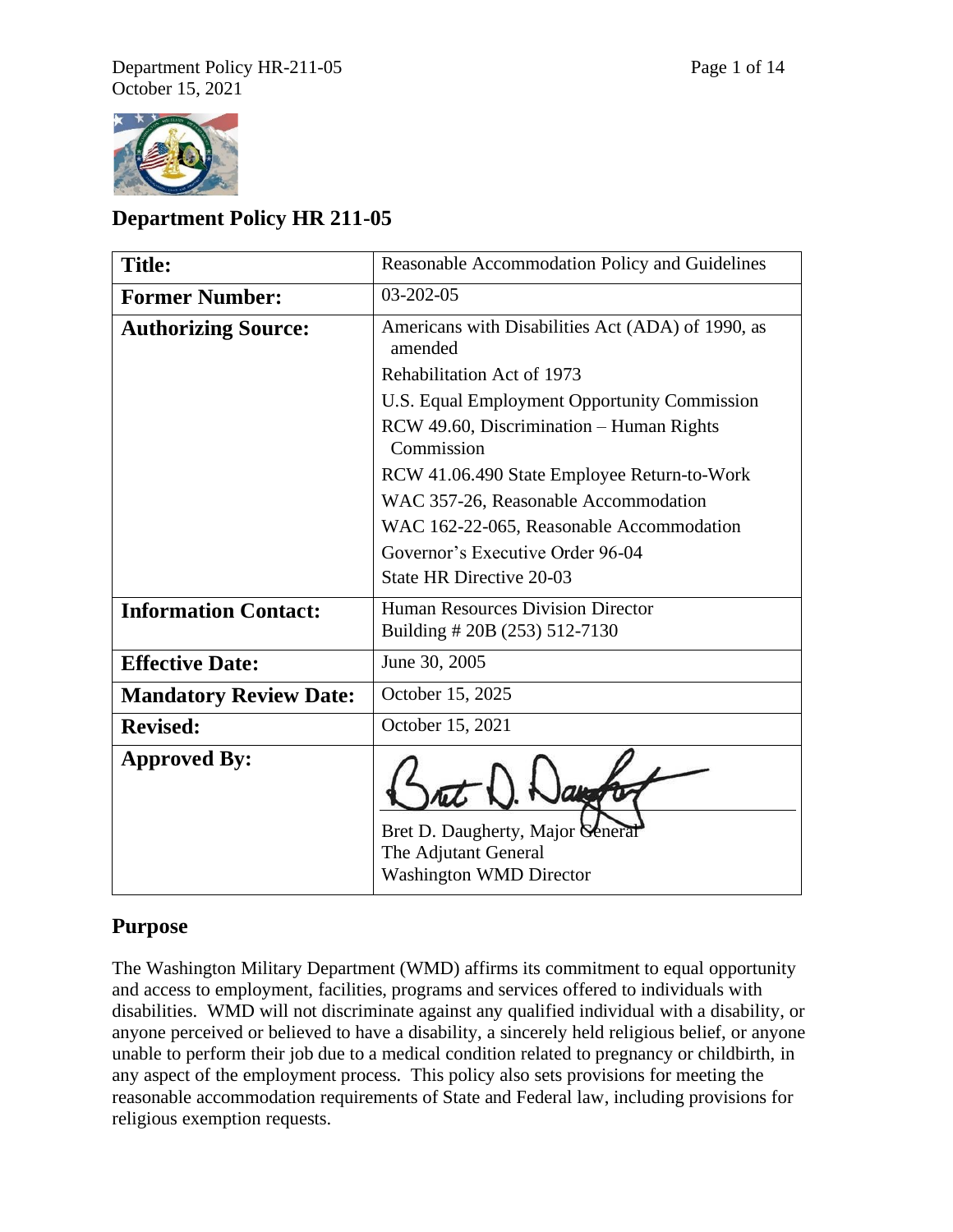# Department Policy HR 211-05

| **Title:** | Reasonable Accommodation Policy and Guidelines |
|---|---|
| **Former Number:** | 03-202-05 |
| **Authorizing Source:** | Americans with Disabilities Act (ADA) of 1990, as amended<br>Rehabilitation Act of 1973<br>U.S. Equal Employment Opportunity Commission<br>RCW 49.60, Discrimination – Human Rights Commission<br>RCW 41.06.490 State Employee Return-to-Work<br>WAC 357-26, Reasonable Accommodation<br>WAC 162-22-065, Reasonable Accommodation<br>Governor's Executive Order 96-04<br>State HR Directive 20-03 |
| **Information Contact:** | Human Resources Division Director<br>Building # 20B (253) 512-7130 |
| **Effective Date:** | June 30, 2005 |
| **Mandatory Review Date:** | October 15, 2025 |
| **Revised:** | October 15, 2021 |
| **Approved By:** | Bret D. Daugherty, Major General<br>The Adjutant General<br>Washington WMD Director |

## Purpose

The Washington Military Department (WMD) affirms its commitment to equal opportunity and access to employment, facilities, programs and services offered to individuals with disabilities. WMD will not discriminate against any qualified individual with a disability, or anyone perceived or believed to have a disability, a sincerely held religious belief, or anyone unable to perform their job due to a medical condition related to pregnancy or childbirth, in any aspect of the employment process. This policy also sets provisions for meeting the reasonable accommodation requirements of State and Federal law, including provisions for religious exemption requests.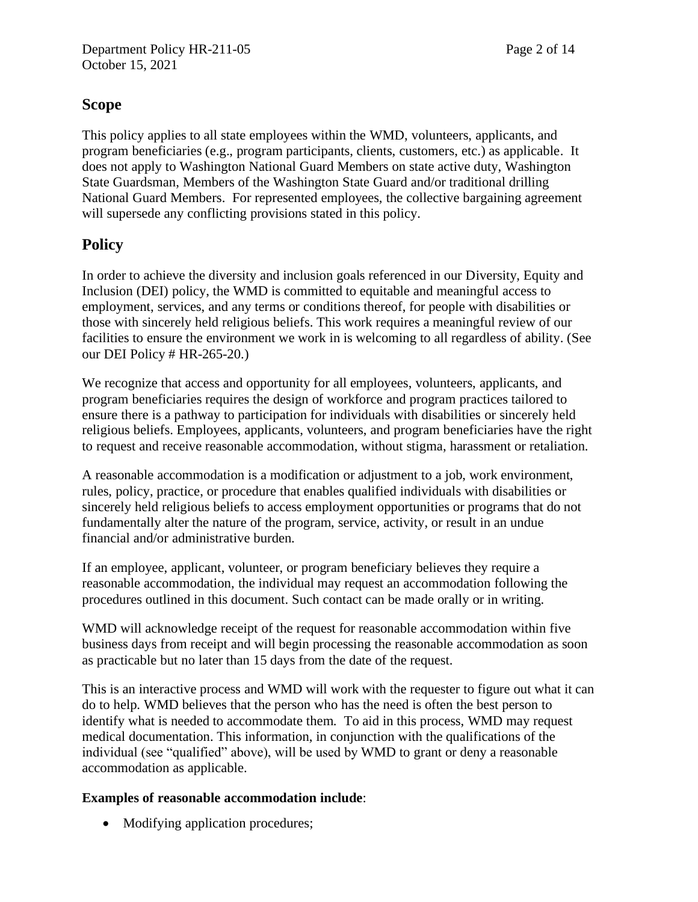## Scope

This policy applies to all state employees within the WMD, volunteers, applicants, and program beneficiaries (e.g., program participants, clients, customers, etc.) as applicable. It does not apply to Washington National Guard Members on state active duty, Washington State Guardsman, Members of the Washington State Guard and/or traditional drilling National Guard Members. For represented employees, the collective bargaining agreement will supersede any conflicting provisions stated in this policy.

## Policy

In order to achieve the diversity and inclusion goals referenced in our Diversity, Equity and Inclusion (DEI) policy, the WMD is committed to equitable and meaningful access to employment, services, and any terms or conditions thereof, for people with disabilities or those with sincerely held religious beliefs. This work requires a meaningful review of our facilities to ensure the environment we work in is welcoming to all regardless of ability. (See our DEI Policy # HR-265-20.)

We recognize that access and opportunity for all employees, volunteers, applicants, and program beneficiaries requires the design of workforce and program practices tailored to ensure there is a pathway to participation for individuals with disabilities or sincerely held religious beliefs. Employees, applicants, volunteers, and program beneficiaries have the right to request and receive reasonable accommodation, without stigma, harassment or retaliation.

A reasonable accommodation is a modification or adjustment to a job, work environment, rules, policy, practice, or procedure that enables qualified individuals with disabilities or sincerely held religious beliefs to access employment opportunities or programs that do not fundamentally alter the nature of the program, service, activity, or result in an undue financial and/or administrative burden.

If an employee, applicant, volunteer, or program beneficiary believes they require a reasonable accommodation, the individual may request an accommodation following the procedures outlined in this document. Such contact can be made orally or in writing.

WMD will acknowledge receipt of the request for reasonable accommodation within five business days from receipt and will begin processing the reasonable accommodation as soon as practicable but no later than 15 days from the date of the request.

This is an interactive process and WMD will work with the requester to figure out what it can do to help. WMD believes that the person who has the need is often the best person to identify what is needed to accommodate them. To aid in this process, WMD may request medical documentation. This information, in conjunction with the qualifications of the individual (see "qualified" above), will be used by WMD to grant or deny a reasonable accommodation as applicable.

**Examples of reasonable accommodation include**:

- Modifying application procedures;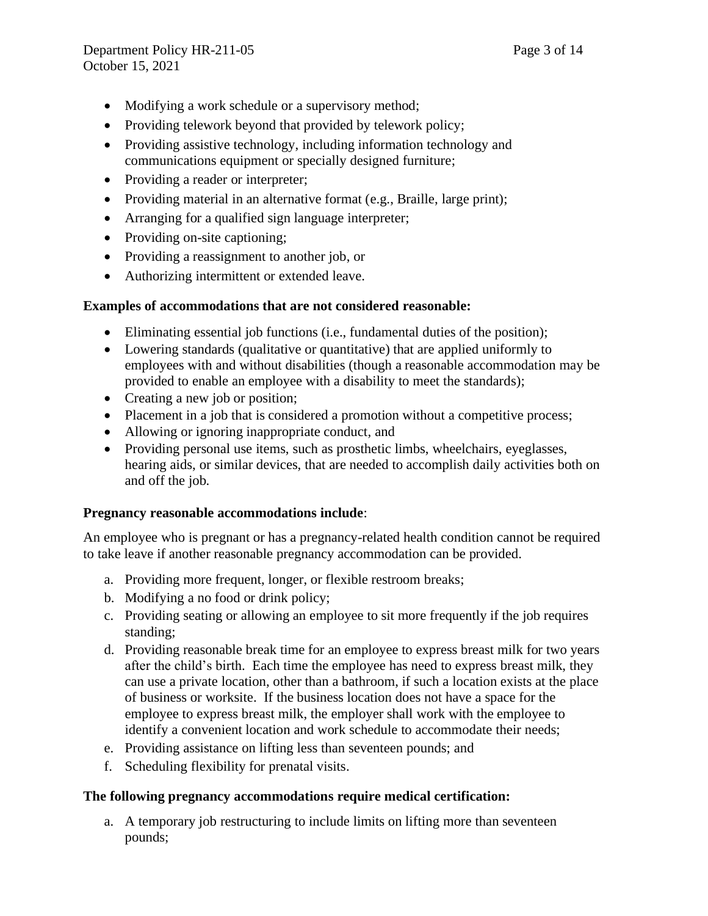- Modifying a work schedule or a supervisory method;
- Providing telework beyond that provided by telework policy;
- Providing assistive technology, including information technology and communications equipment or specially designed furniture;
- Providing a reader or interpreter;
- Providing material in an alternative format (e.g., Braille, large print);
- Arranging for a qualified sign language interpreter;
- Providing on-site captioning;
- Providing a reassignment to another job, or
- Authorizing intermittent or extended leave.

**Examples of accommodations that are not considered reasonable:**

- Eliminating essential job functions (i.e., fundamental duties of the position);
- Lowering standards (qualitative or quantitative) that are applied uniformly to employees with and without disabilities (though a reasonable accommodation may be provided to enable an employee with a disability to meet the standards);
- Creating a new job or position;
- Placement in a job that is considered a promotion without a competitive process;
- Allowing or ignoring inappropriate conduct, and
- Providing personal use items, such as prosthetic limbs, wheelchairs, eyeglasses, hearing aids, or similar devices, that are needed to accomplish daily activities both on and off the job.

**Pregnancy reasonable accommodations include**:

An employee who is pregnant or has a pregnancy-related health condition cannot be required to take leave if another reasonable pregnancy accommodation can be provided.

a. Providing more frequent, longer, or flexible restroom breaks;
b. Modifying a no food or drink policy;
c. Providing seating or allowing an employee to sit more frequently if the job requires standing;
d. Providing reasonable break time for an employee to express breast milk for two years after the child's birth. Each time the employee has need to express breast milk, they can use a private location, other than a bathroom, if such a location exists at the place of business or worksite. If the business location does not have a space for the employee to express breast milk, the employer shall work with the employee to identify a convenient location and work schedule to accommodate their needs;
e. Providing assistance on lifting less than seventeen pounds; and
f. Scheduling flexibility for prenatal visits.

**The following pregnancy accommodations require medical certification:**

a. A temporary job restructuring to include limits on lifting more than seventeen pounds;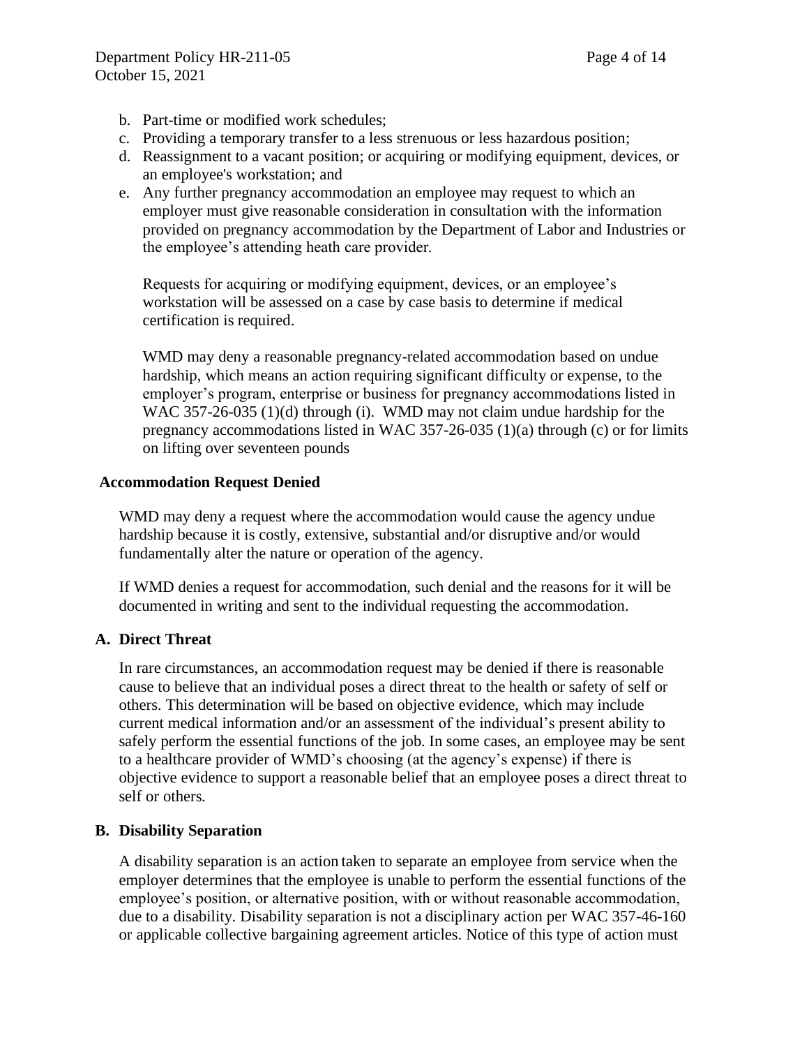b. Part-time or modified work schedules;
c. Providing a temporary transfer to a less strenuous or less hazardous position;
d. Reassignment to a vacant position; or acquiring or modifying equipment, devices, or an employee's workstation; and
e. Any further pregnancy accommodation an employee may request to which an employer must give reasonable consideration in consultation with the information provided on pregnancy accommodation by the Department of Labor and Industries or the employee's attending heath care provider.

   Requests for acquiring or modifying equipment, devices, or an employee's workstation will be assessed on a case by case basis to determine if medical certification is required.

   WMD may deny a reasonable pregnancy-related accommodation based on undue hardship, which means an action requiring significant difficulty or expense, to the employer's program, enterprise or business for pregnancy accommodations listed in WAC 357-26-035 (1)(d) through (i). WMD may not claim undue hardship for the pregnancy accommodations listed in WAC 357-26-035 (1)(a) through (c) or for limits on lifting over seventeen pounds

**Accommodation Request Denied**

WMD may deny a request where the accommodation would cause the agency undue hardship because it is costly, extensive, substantial and/or disruptive and/or would fundamentally alter the nature or operation of the agency.

If WMD denies a request for accommodation, such denial and the reasons for it will be documented in writing and sent to the individual requesting the accommodation.

**A. Direct Threat**

In rare circumstances, an accommodation request may be denied if there is reasonable cause to believe that an individual poses a direct threat to the health or safety of self or others. This determination will be based on objective evidence, which may include current medical information and/or an assessment of the individual's present ability to safely perform the essential functions of the job. In some cases, an employee may be sent to a healthcare provider of WMD's choosing (at the agency's expense) if there is objective evidence to support a reasonable belief that an employee poses a direct threat to self or others.

**B. Disability Separation**

A disability separation is an action taken to separate an employee from service when the employer determines that the employee is unable to perform the essential functions of the employee's position, or alternative position, with or without reasonable accommodation, due to a disability. Disability separation is not a disciplinary action per WAC 357-46-160 or applicable collective bargaining agreement articles. Notice of this type of action must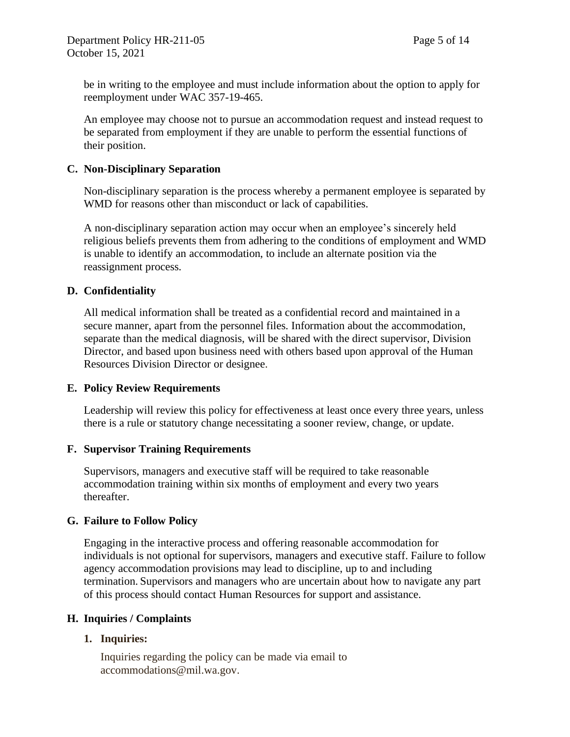be in writing to the employee and must include information about the option to apply for reemployment under WAC 357-19-465.

An employee may choose not to pursue an accommodation request and instead request to be separated from employment if they are unable to perform the essential functions of their position.

**C. Non-Disciplinary Separation**

Non-disciplinary separation is the process whereby a permanent employee is separated by WMD for reasons other than misconduct or lack of capabilities.

A non-disciplinary separation action may occur when an employee's sincerely held religious beliefs prevents them from adhering to the conditions of employment and WMD is unable to identify an accommodation, to include an alternate position via the reassignment process.

**D. Confidentiality**

All medical information shall be treated as a confidential record and maintained in a secure manner, apart from the personnel files. Information about the accommodation, separate than the medical diagnosis, will be shared with the direct supervisor, Division Director, and based upon business need with others based upon approval of the Human Resources Division Director or designee.

**E. Policy Review Requirements**

Leadership will review this policy for effectiveness at least once every three years, unless there is a rule or statutory change necessitating a sooner review, change, or update.

**F. Supervisor Training Requirements**

Supervisors, managers and executive staff will be required to take reasonable accommodation training within six months of employment and every two years thereafter.

**G. Failure to Follow Policy**

Engaging in the interactive process and offering reasonable accommodation for individuals is not optional for supervisors, managers and executive staff. Failure to follow agency accommodation provisions may lead to discipline, up to and including termination. Supervisors and managers who are uncertain about how to navigate any part of this process should contact Human Resources for support and assistance.

**H. Inquiries / Complaints**

**1. Inquiries:**

Inquiries regarding the policy can be made via email to accommodations@mil.wa.gov.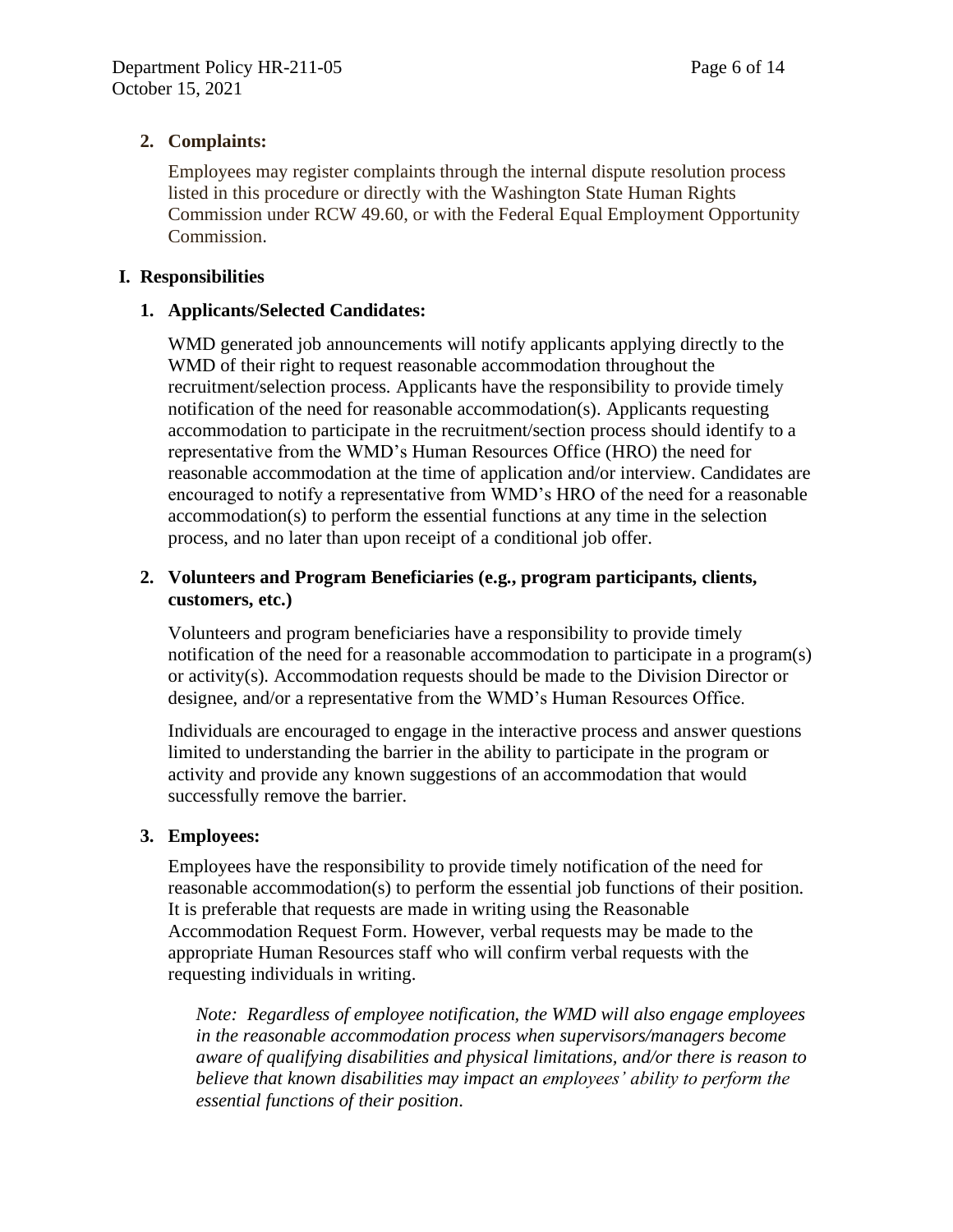2. **Complaints:**

   Employees may register complaints through the internal dispute resolution process listed in this procedure or directly with the Washington State Human Rights Commission under RCW 49.60, or with the Federal Equal Employment Opportunity Commission.

## I. Responsibilities

1. **Applicants/Selected Candidates:**

   WMD generated job announcements will notify applicants applying directly to the WMD of their right to request reasonable accommodation throughout the recruitment/selection process. Applicants have the responsibility to provide timely notification of the need for reasonable accommodation(s). Applicants requesting accommodation to participate in the recruitment/section process should identify to a representative from the WMD's Human Resources Office (HRO) the need for reasonable accommodation at the time of application and/or interview. Candidates are encouraged to notify a representative from WMD's HRO of the need for a reasonable accommodation(s) to perform the essential functions at any time in the selection process, and no later than upon receipt of a conditional job offer.

2. **Volunteers and Program Beneficiaries (e.g., program participants, clients, customers, etc.)**

   Volunteers and program beneficiaries have a responsibility to provide timely notification of the need for a reasonable accommodation to participate in a program(s) or activity(s). Accommodation requests should be made to the Division Director or designee, and/or a representative from the WMD's Human Resources Office.

   Individuals are encouraged to engage in the interactive process and answer questions limited to understanding the barrier in the ability to participate in the program or activity and provide any known suggestions of an accommodation that would successfully remove the barrier.

3. **Employees:**

   Employees have the responsibility to provide timely notification of the need for reasonable accommodation(s) to perform the essential job functions of their position. It is preferable that requests are made in writing using the Reasonable Accommodation Request Form. However, verbal requests may be made to the appropriate Human Resources staff who will confirm verbal requests with the requesting individuals in writing.

   *Note: Regardless of employee notification, the WMD will also engage employees in the reasonable accommodation process when supervisors/managers become aware of qualifying disabilities and physical limitations, and/or there is reason to believe that known disabilities may impact an employees' ability to perform the essential functions of their position.*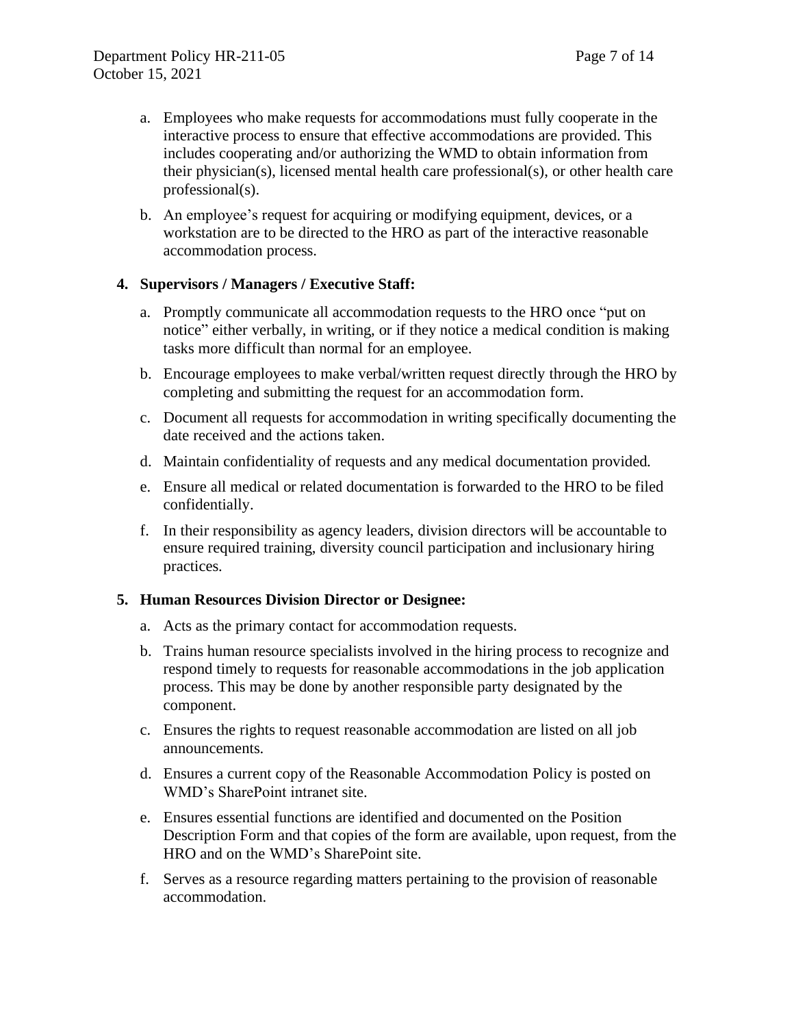a. Employees who make requests for accommodations must fully cooperate in the interactive process to ensure that effective accommodations are provided. This includes cooperating and/or authorizing the WMD to obtain information from their physician(s), licensed mental health care professional(s), or other health care professional(s).

b. An employee's request for acquiring or modifying equipment, devices, or a workstation are to be directed to the HRO as part of the interactive reasonable accommodation process.

**4. Supervisors / Managers / Executive Staff:**

a. Promptly communicate all accommodation requests to the HRO once "put on notice" either verbally, in writing, or if they notice a medical condition is making tasks more difficult than normal for an employee.

b. Encourage employees to make verbal/written request directly through the HRO by completing and submitting the request for an accommodation form.

c. Document all requests for accommodation in writing specifically documenting the date received and the actions taken.

d. Maintain confidentiality of requests and any medical documentation provided.

e. Ensure all medical or related documentation is forwarded to the HRO to be filed confidentially.

f. In their responsibility as agency leaders, division directors will be accountable to ensure required training, diversity council participation and inclusionary hiring practices.

**5. Human Resources Division Director or Designee:**

a. Acts as the primary contact for accommodation requests.

b. Trains human resource specialists involved in the hiring process to recognize and respond timely to requests for reasonable accommodations in the job application process. This may be done by another responsible party designated by the component.

c. Ensures the rights to request reasonable accommodation are listed on all job announcements.

d. Ensures a current copy of the Reasonable Accommodation Policy is posted on WMD's SharePoint intranet site.

e. Ensures essential functions are identified and documented on the Position Description Form and that copies of the form are available, upon request, from the HRO and on the WMD's SharePoint site.

f. Serves as a resource regarding matters pertaining to the provision of reasonable accommodation.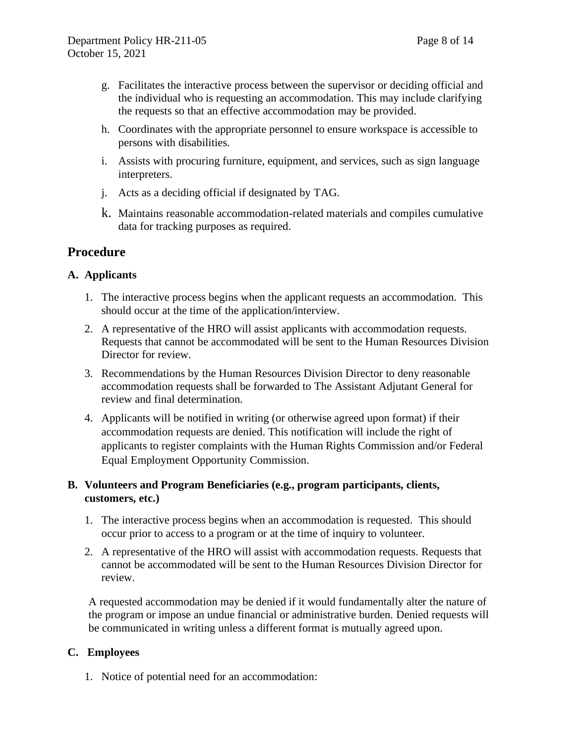g. Facilitates the interactive process between the supervisor or deciding official and the individual who is requesting an accommodation. This may include clarifying the requests so that an effective accommodation may be provided.

h. Coordinates with the appropriate personnel to ensure workspace is accessible to persons with disabilities.

i. Assists with procuring furniture, equipment, and services, such as sign language interpreters.

j. Acts as a deciding official if designated by TAG.

k. Maintains reasonable accommodation-related materials and compiles cumulative data for tracking purposes as required.

## Procedure

### A. Applicants

1. The interactive process begins when the applicant requests an accommodation. This should occur at the time of the application/interview.
2. A representative of the HRO will assist applicants with accommodation requests. Requests that cannot be accommodated will be sent to the Human Resources Division Director for review.
3. Recommendations by the Human Resources Division Director to deny reasonable accommodation requests shall be forwarded to The Assistant Adjutant General for review and final determination.
4. Applicants will be notified in writing (or otherwise agreed upon format) if their accommodation requests are denied. This notification will include the right of applicants to register complaints with the Human Rights Commission and/or Federal Equal Employment Opportunity Commission.

### B. Volunteers and Program Beneficiaries (e.g., program participants, clients, customers, etc.)

1. The interactive process begins when an accommodation is requested. This should occur prior to access to a program or at the time of inquiry to volunteer.
2. A representative of the HRO will assist with accommodation requests. Requests that cannot be accommodated will be sent to the Human Resources Division Director for review.

A requested accommodation may be denied if it would fundamentally alter the nature of the program or impose an undue financial or administrative burden. Denied requests will be communicated in writing unless a different format is mutually agreed upon.

### C. Employees

1. Notice of potential need for an accommodation: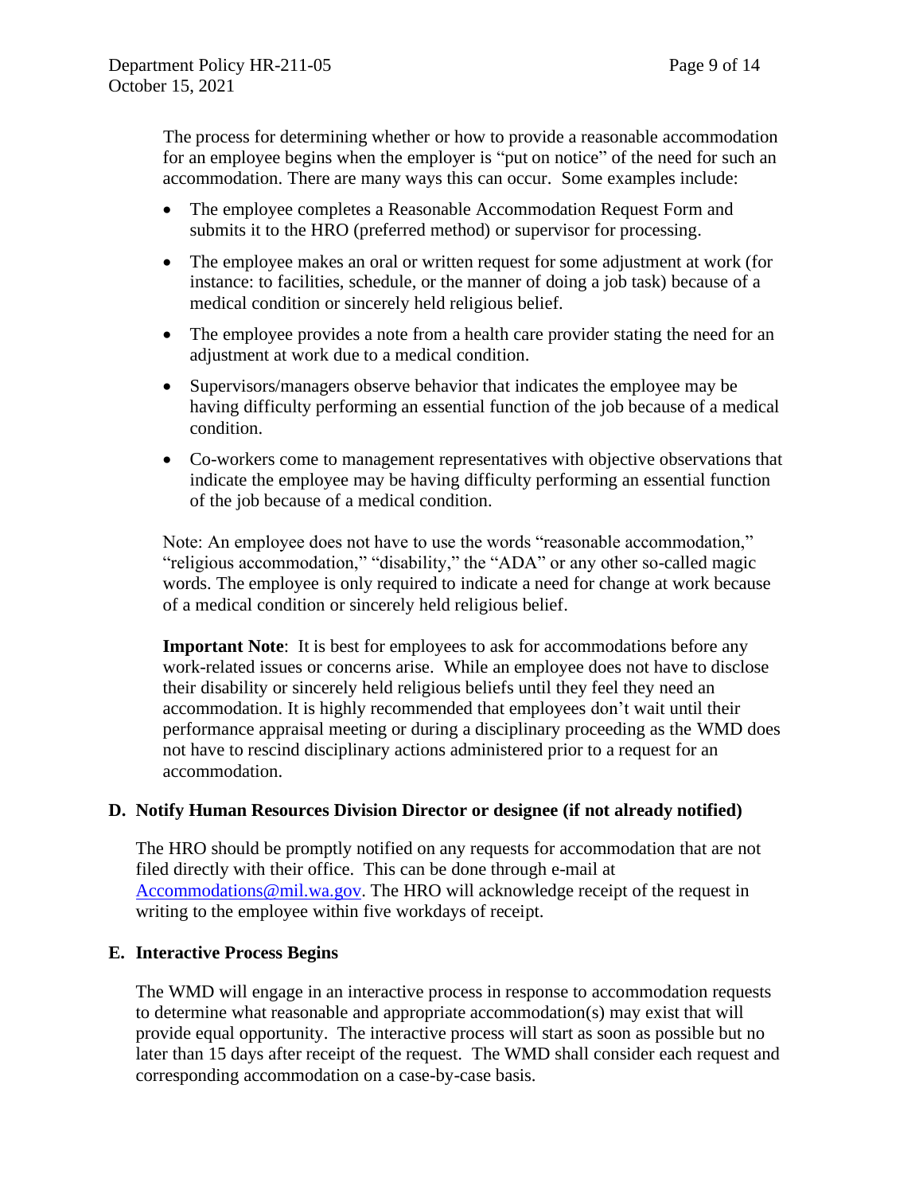The process for determining whether or how to provide a reasonable accommodation for an employee begins when the employer is "put on notice" of the need for such an accommodation. There are many ways this can occur. Some examples include:

- The employee completes a Reasonable Accommodation Request Form and submits it to the HRO (preferred method) or supervisor for processing.
- The employee makes an oral or written request for some adjustment at work (for instance: to facilities, schedule, or the manner of doing a job task) because of a medical condition or sincerely held religious belief.
- The employee provides a note from a health care provider stating the need for an adjustment at work due to a medical condition.
- Supervisors/managers observe behavior that indicates the employee may be having difficulty performing an essential function of the job because of a medical condition.
- Co-workers come to management representatives with objective observations that indicate the employee may be having difficulty performing an essential function of the job because of a medical condition.

Note: An employee does not have to use the words "reasonable accommodation," "religious accommodation," "disability," the "ADA" or any other so-called magic words. The employee is only required to indicate a need for change at work because of a medical condition or sincerely held religious belief.

**Important Note**: It is best for employees to ask for accommodations before any work-related issues or concerns arise. While an employee does not have to disclose their disability or sincerely held religious beliefs until they feel they need an accommodation. It is highly recommended that employees don't wait until their performance appraisal meeting or during a disciplinary proceeding as the WMD does not have to rescind disciplinary actions administered prior to a request for an accommodation.

### D. Notify Human Resources Division Director or designee (if not already notified)

The HRO should be promptly notified on any requests for accommodation that are not filed directly with their office. This can be done through e-mail at [Accommodations@mil.wa.gov](mailto:Accommodations@mil.wa.gov). The HRO will acknowledge receipt of the request in writing to the employee within five workdays of receipt.

### E. Interactive Process Begins

The WMD will engage in an interactive process in response to accommodation requests to determine what reasonable and appropriate accommodation(s) may exist that will provide equal opportunity. The interactive process will start as soon as possible but no later than 15 days after receipt of the request. The WMD shall consider each request and corresponding accommodation on a case-by-case basis.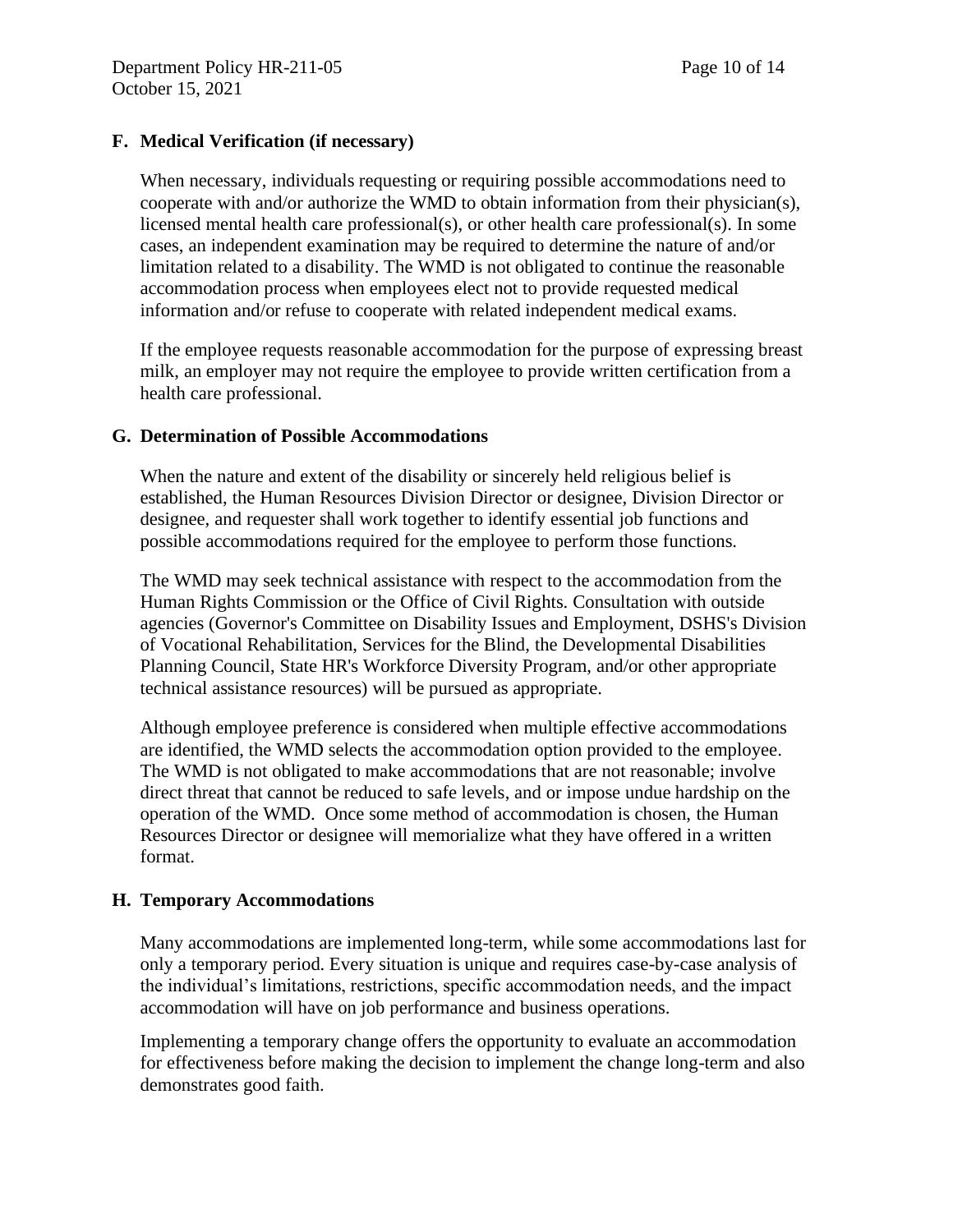### F. Medical Verification (if necessary)

When necessary, individuals requesting or requiring possible accommodations need to cooperate with and/or authorize the WMD to obtain information from their physician(s), licensed mental health care professional(s), or other health care professional(s). In some cases, an independent examination may be required to determine the nature of and/or limitation related to a disability. The WMD is not obligated to continue the reasonable accommodation process when employees elect not to provide requested medical information and/or refuse to cooperate with related independent medical exams.

If the employee requests reasonable accommodation for the purpose of expressing breast milk, an employer may not require the employee to provide written certification from a health care professional.

### G. Determination of Possible Accommodations

When the nature and extent of the disability or sincerely held religious belief is established, the Human Resources Division Director or designee, Division Director or designee, and requester shall work together to identify essential job functions and possible accommodations required for the employee to perform those functions.

The WMD may seek technical assistance with respect to the accommodation from the Human Rights Commission or the Office of Civil Rights. Consultation with outside agencies (Governor's Committee on Disability Issues and Employment, DSHS's Division of Vocational Rehabilitation, Services for the Blind, the Developmental Disabilities Planning Council, State HR's Workforce Diversity Program, and/or other appropriate technical assistance resources) will be pursued as appropriate.

Although employee preference is considered when multiple effective accommodations are identified, the WMD selects the accommodation option provided to the employee. The WMD is not obligated to make accommodations that are not reasonable; involve direct threat that cannot be reduced to safe levels, and or impose undue hardship on the operation of the WMD. Once some method of accommodation is chosen, the Human Resources Director or designee will memorialize what they have offered in a written format.

### H. Temporary Accommodations

Many accommodations are implemented long-term, while some accommodations last for only a temporary period. Every situation is unique and requires case-by-case analysis of the individual's limitations, restrictions, specific accommodation needs, and the impact accommodation will have on job performance and business operations.

Implementing a temporary change offers the opportunity to evaluate an accommodation for effectiveness before making the decision to implement the change long-term and also demonstrates good faith.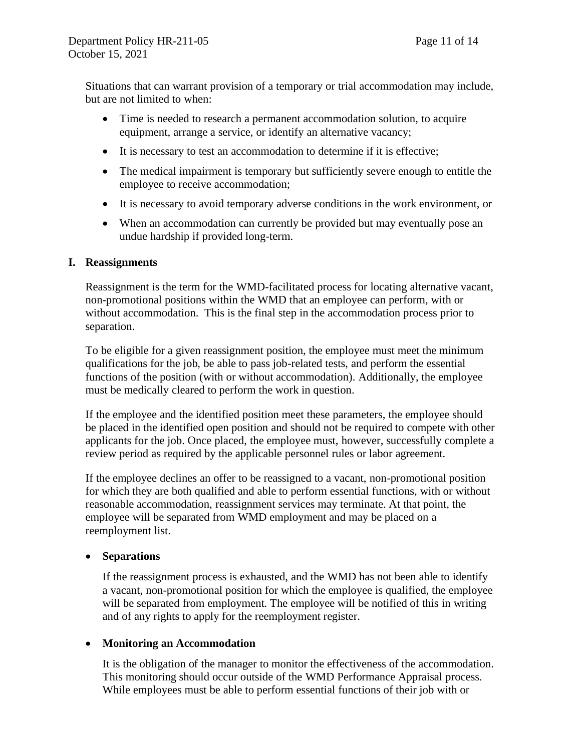Situations that can warrant provision of a temporary or trial accommodation may include, but are not limited to when:

- Time is needed to research a permanent accommodation solution, to acquire equipment, arrange a service, or identify an alternative vacancy;
- It is necessary to test an accommodation to determine if it is effective;
- The medical impairment is temporary but sufficiently severe enough to entitle the employee to receive accommodation;
- It is necessary to avoid temporary adverse conditions in the work environment, or
- When an accommodation can currently be provided but may eventually pose an undue hardship if provided long-term.

## I. Reassignments

Reassignment is the term for the WMD-facilitated process for locating alternative vacant, non-promotional positions within the WMD that an employee can perform, with or without accommodation. This is the final step in the accommodation process prior to separation.

To be eligible for a given reassignment position, the employee must meet the minimum qualifications for the job, be able to pass job-related tests, and perform the essential functions of the position (with or without accommodation). Additionally, the employee must be medically cleared to perform the work in question.

If the employee and the identified position meet these parameters, the employee should be placed in the identified open position and should not be required to compete with other applicants for the job. Once placed, the employee must, however, successfully complete a review period as required by the applicable personnel rules or labor agreement.

If the employee declines an offer to be reassigned to a vacant, non-promotional position for which they are both qualified and able to perform essential functions, with or without reasonable accommodation, reassignment services may terminate. At that point, the employee will be separated from WMD employment and may be placed on a reemployment list.

- **Separations**

  If the reassignment process is exhausted, and the WMD has not been able to identify a vacant, non-promotional position for which the employee is qualified, the employee will be separated from employment. The employee will be notified of this in writing and of any rights to apply for the reemployment register.

- **Monitoring an Accommodation**

  It is the obligation of the manager to monitor the effectiveness of the accommodation. This monitoring should occur outside of the WMD Performance Appraisal process. While employees must be able to perform essential functions of their job with or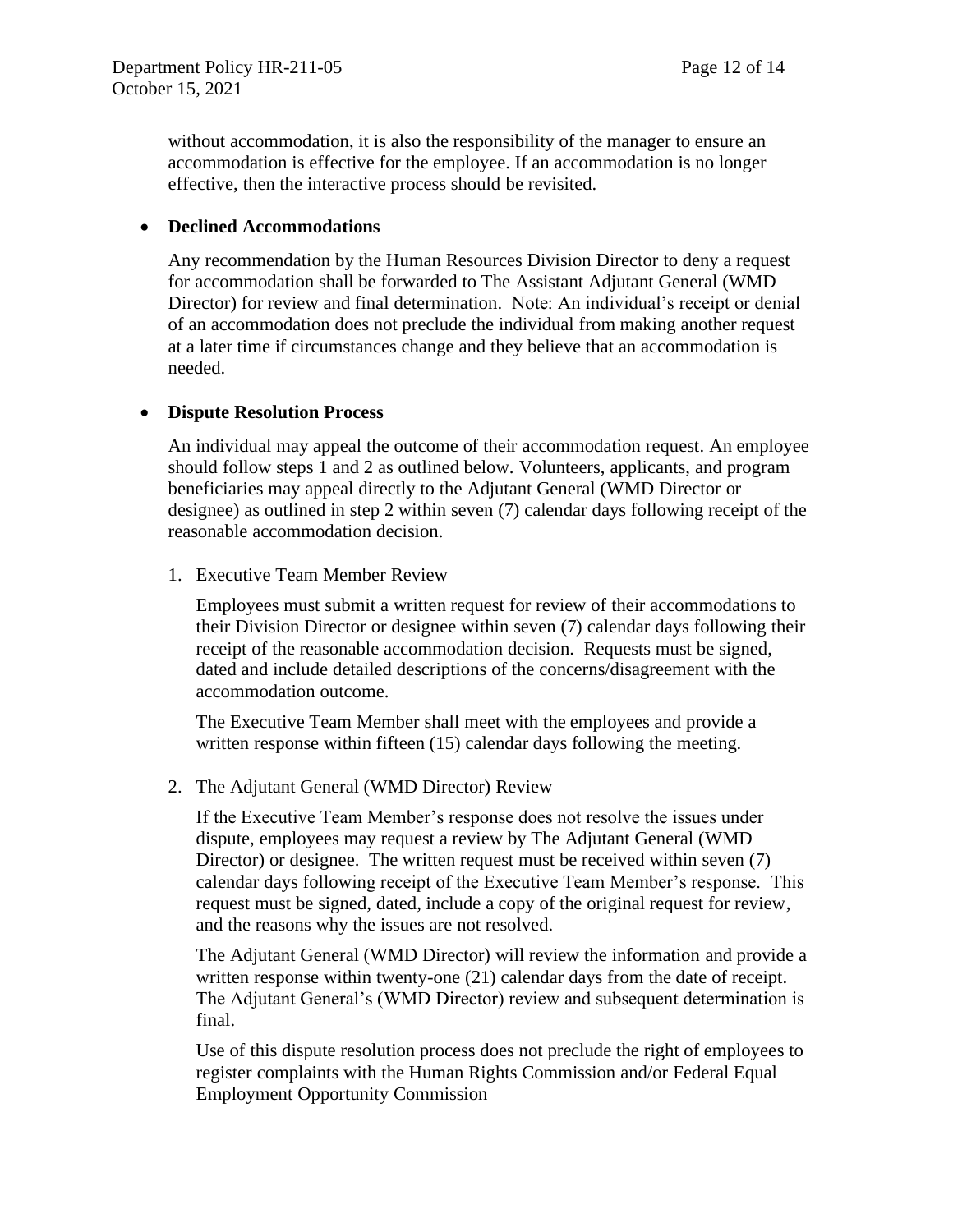without accommodation, it is also the responsibility of the manager to ensure an accommodation is effective for the employee. If an accommodation is no longer effective, then the interactive process should be revisited.

- **Declined Accommodations**

  Any recommendation by the Human Resources Division Director to deny a request for accommodation shall be forwarded to The Assistant Adjutant General (WMD Director) for review and final determination. Note: An individual's receipt or denial of an accommodation does not preclude the individual from making another request at a later time if circumstances change and they believe that an accommodation is needed.

- **Dispute Resolution Process**

  An individual may appeal the outcome of their accommodation request. An employee should follow steps 1 and 2 as outlined below. Volunteers, applicants, and program beneficiaries may appeal directly to the Adjutant General (WMD Director or designee) as outlined in step 2 within seven (7) calendar days following receipt of the reasonable accommodation decision.

  1. Executive Team Member Review

     Employees must submit a written request for review of their accommodations to their Division Director or designee within seven (7) calendar days following their receipt of the reasonable accommodation decision. Requests must be signed, dated and include detailed descriptions of the concerns/disagreement with the accommodation outcome.

     The Executive Team Member shall meet with the employees and provide a written response within fifteen (15) calendar days following the meeting.

  2. The Adjutant General (WMD Director) Review

     If the Executive Team Member's response does not resolve the issues under dispute, employees may request a review by The Adjutant General (WMD Director) or designee. The written request must be received within seven (7) calendar days following receipt of the Executive Team Member's response. This request must be signed, dated, include a copy of the original request for review, and the reasons why the issues are not resolved.

     The Adjutant General (WMD Director) will review the information and provide a written response within twenty-one (21) calendar days from the date of receipt. The Adjutant General's (WMD Director) review and subsequent determination is final.

     Use of this dispute resolution process does not preclude the right of employees to register complaints with the Human Rights Commission and/or Federal Equal Employment Opportunity Commission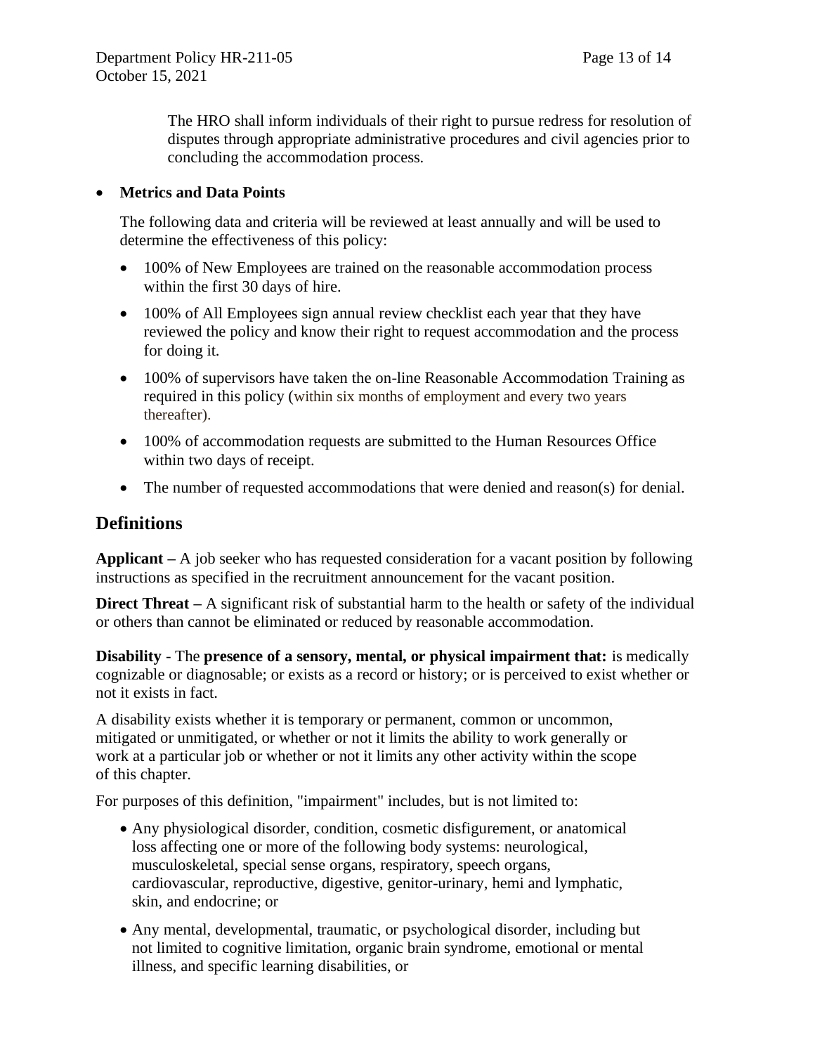The HRO shall inform individuals of their right to pursue redress for resolution of disputes through appropriate administrative procedures and civil agencies prior to concluding the accommodation process.

- **Metrics and Data Points**

  The following data and criteria will be reviewed at least annually and will be used to determine the effectiveness of this policy:

  - 100% of New Employees are trained on the reasonable accommodation process within the first 30 days of hire.
  - 100% of All Employees sign annual review checklist each year that they have reviewed the policy and know their right to request accommodation and the process for doing it.
  - 100% of supervisors have taken the on-line Reasonable Accommodation Training as required in this policy (within six months of employment and every two years thereafter).
  - 100% of accommodation requests are submitted to the Human Resources Office within two days of receipt.
  - The number of requested accommodations that were denied and reason(s) for denial.

## Definitions

**Applicant** – A job seeker who has requested consideration for a vacant position by following instructions as specified in the recruitment announcement for the vacant position.

**Direct Threat** – A significant risk of substantial harm to the health or safety of the individual or others than cannot be eliminated or reduced by reasonable accommodation.

**Disability** - The **presence of a sensory, mental, or physical impairment that:** is medically cognizable or diagnosable; or exists as a record or history; or is perceived to exist whether or not it exists in fact.

A disability exists whether it is temporary or permanent, common or uncommon, mitigated or unmitigated, or whether or not it limits the ability to work generally or work at a particular job or whether or not it limits any other activity within the scope of this chapter.

For purposes of this definition, "impairment" includes, but is not limited to:

- Any physiological disorder, condition, cosmetic disfigurement, or anatomical loss affecting one or more of the following body systems: neurological, musculoskeletal, special sense organs, respiratory, speech organs, cardiovascular, reproductive, digestive, genitor-urinary, hemi and lymphatic, skin, and endocrine; or
- Any mental, developmental, traumatic, or psychological disorder, including but not limited to cognitive limitation, organic brain syndrome, emotional or mental illness, and specific learning disabilities, or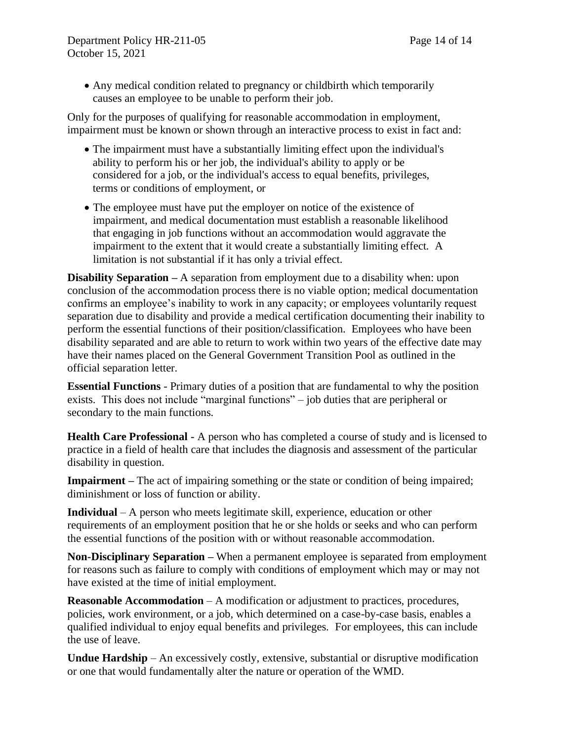- Any medical condition related to pregnancy or childbirth which temporarily causes an employee to be unable to perform their job.

Only for the purposes of qualifying for reasonable accommodation in employment, impairment must be known or shown through an interactive process to exist in fact and:

- The impairment must have a substantially limiting effect upon the individual's ability to perform his or her job, the individual's ability to apply or be considered for a job, or the individual's access to equal benefits, privileges, terms or conditions of employment, or
- The employee must have put the employer on notice of the existence of impairment, and medical documentation must establish a reasonable likelihood that engaging in job functions without an accommodation would aggravate the impairment to the extent that it would create a substantially limiting effect. A limitation is not substantial if it has only a trivial effect.

**Disability Separation –** A separation from employment due to a disability when: upon conclusion of the accommodation process there is no viable option; medical documentation confirms an employee's inability to work in any capacity; or employees voluntarily request separation due to disability and provide a medical certification documenting their inability to perform the essential functions of their position/classification. Employees who have been disability separated and are able to return to work within two years of the effective date may have their names placed on the General Government Transition Pool as outlined in the official separation letter.

**Essential Functions** - Primary duties of a position that are fundamental to why the position exists. This does not include "marginal functions" – job duties that are peripheral or secondary to the main functions.

**Health Care Professional -** A person who has completed a course of study and is licensed to practice in a field of health care that includes the diagnosis and assessment of the particular disability in question.

**Impairment –** The act of impairing something or the state or condition of being impaired; diminishment or loss of function or ability.

**Individual** – A person who meets legitimate skill, experience, education or other requirements of an employment position that he or she holds or seeks and who can perform the essential functions of the position with or without reasonable accommodation.

**Non-Disciplinary Separation –** When a permanent employee is separated from employment for reasons such as failure to comply with conditions of employment which may or may not have existed at the time of initial employment.

**Reasonable Accommodation** – A modification or adjustment to practices, procedures, policies, work environment, or a job, which determined on a case-by-case basis, enables a qualified individual to enjoy equal benefits and privileges. For employees, this can include the use of leave.

**Undue Hardship** – An excessively costly, extensive, substantial or disruptive modification or one that would fundamentally alter the nature or operation of the WMD.